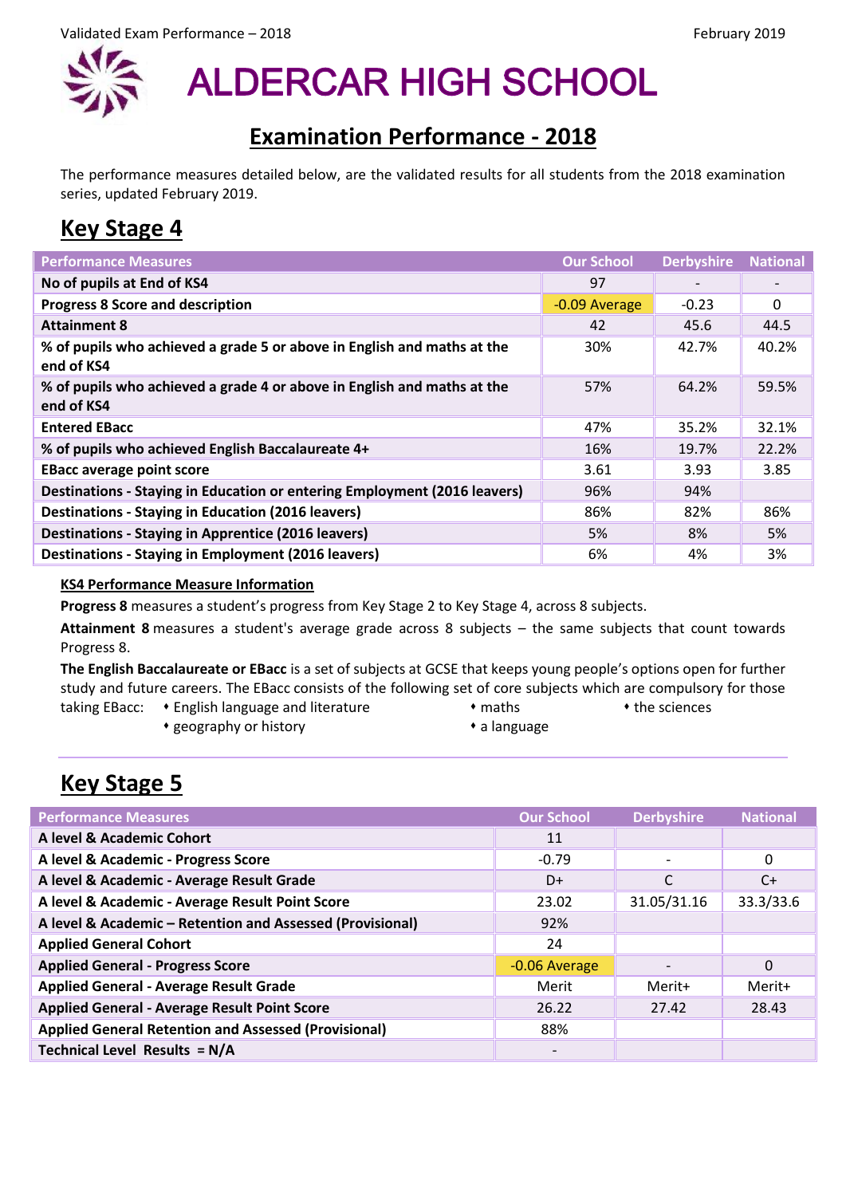Validated Exam Performance – 2018 February 2019

# ALDERCAR HIGH SCHOOL

## Examination Performance - 2018

The performance measures detailed below, are the validated results for all students from the 2018 examination series, updated February 2019.

## Key Stage 4

| Performance Measures | Our School | Derbyshire | National |
|---|---|---|---|
| **No of pupils at End of KS4** | 97 | - | - |
| **Progress 8 Score and description** | -0.09 Average | -0.23 | 0 |
| **Attainment 8** | 42 | 45.6 | 44.5 |
| **% of pupils who achieved a grade 5 or above in English and maths at the end of KS4** | 30% | 42.7% | 40.2% |
| **% of pupils who achieved a grade 4 or above in English and maths at the end of KS4** | 57% | 64.2% | 59.5% |
| **Entered EBacc** | 47% | 35.2% | 32.1% |
| **% of pupils who achieved English Baccalaureate 4+** | 16% | 19.7% | 22.2% |
| **EBacc average point score** | 3.61 | 3.93 | 3.85 |
| **Destinations - Staying in Education or entering Employment (2016 leavers)** | 96% | 94% | |
| **Destinations - Staying in Education (2016 leavers)** | 86% | 82% | 86% |
| **Destinations - Staying in Apprentice (2016 leavers)** | 5% | 8% | 5% |
| **Destinations - Staying in Employment (2016 leavers)** | 6% | 4% | 3% |

**KS4 Performance Measure Information**

**Progress 8** measures a student's progress from Key Stage 2 to Key Stage 4, across 8 subjects.

**Attainment 8** measures a student's average grade across 8 subjects – the same subjects that count towards Progress 8.

**The English Baccalaureate or EBacc** is a set of subjects at GCSE that keeps young people's options open for further study and future careers. The EBacc consists of the following set of core subjects which are compulsory for those taking EBacc:

- English language and literature
- maths
- the sciences
- geography or history
- a language

## Key Stage 5

| Performance Measures | Our School | Derbyshire | National |
|---|---|---|---|
| **A level & Academic Cohort** | 11 | | |
| **A level & Academic - Progress Score** | -0.79 | - | 0 |
| **A level & Academic - Average Result Grade** | D+ | C | C+ |
| **A level & Academic - Average Result Point Score** | 23.02 | 31.05/31.16 | 33.3/33.6 |
| **A level & Academic – Retention and Assessed (Provisional)** | 92% | | |
| **Applied General Cohort** | 24 | | |
| **Applied General - Progress Score** | -0.06 Average | - | 0 |
| **Applied General - Average Result Grade** | Merit | Merit+ | Merit+ |
| **Applied General - Average Result Point Score** | 26.22 | 27.42 | 28.43 |
| **Applied General Retention and Assessed (Provisional)** | 88% | | |
| **Technical Level Results = N/A** | - | | |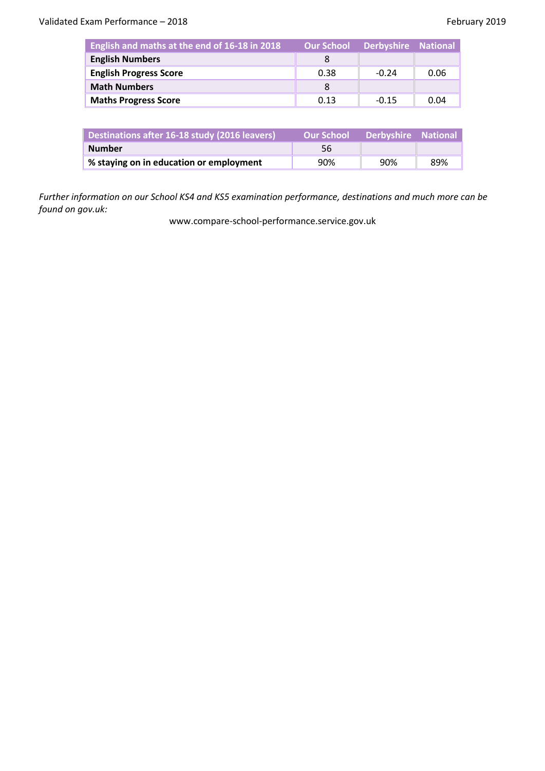| English and maths at the end of 16-18 in 2018 | Our School | Derbyshire | National |
| --- | --- | --- | --- |
| **English Numbers** | 8 | | |
| **English Progress Score** | 0.38 | -0.24 | 0.06 |
| **Math Numbers** | 8 | | |
| **Maths Progress Score** | 0.13 | -0.15 | 0.04 |

| Destinations after 16-18 study (2016 leavers) | Our School | Derbyshire | National |
| --- | --- | --- | --- |
| **Number** | 56 | | |
| **% staying on in education or employment** | 90% | 90% | 89% |

*Further information on our School KS4 and KS5 examination performance, destinations and much more can be found on gov.uk:*

www.compare-school-performance.service.gov.uk